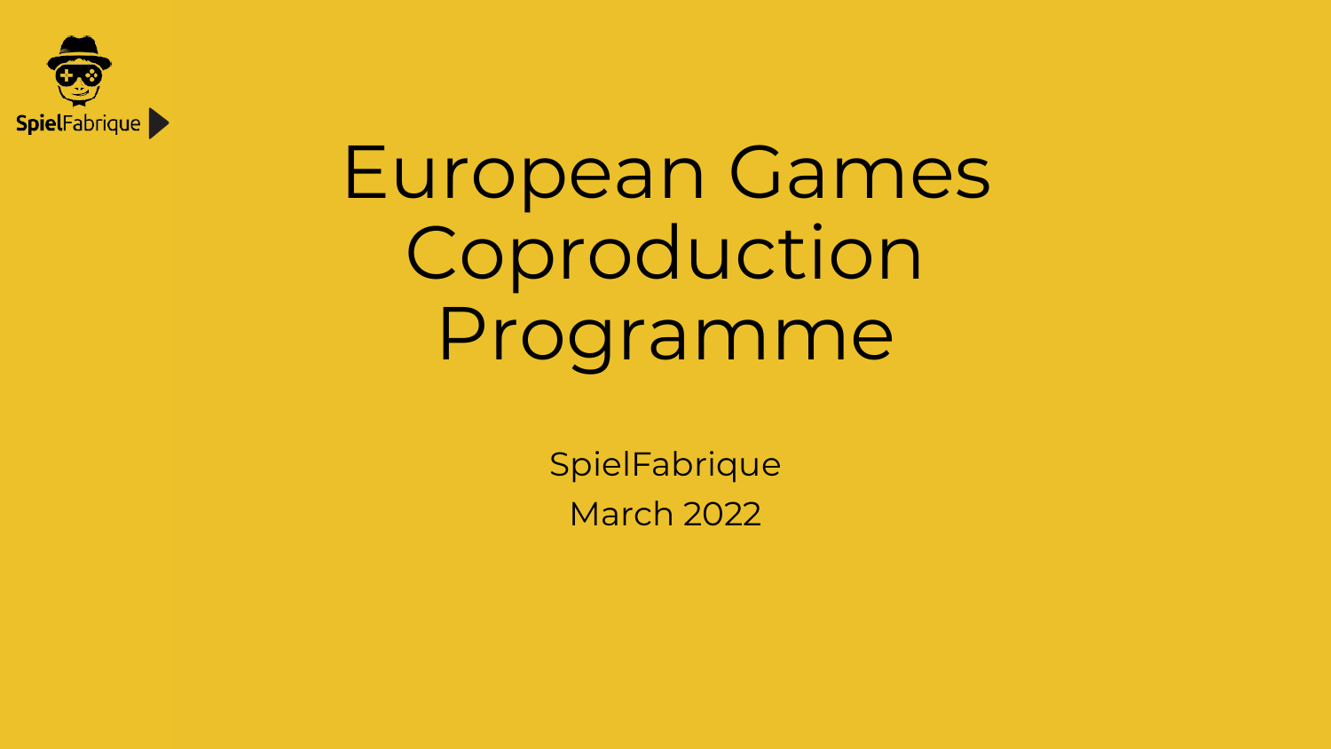SpielFabrique

# European Games Coproduction Programme

SpielFabrique

March 2022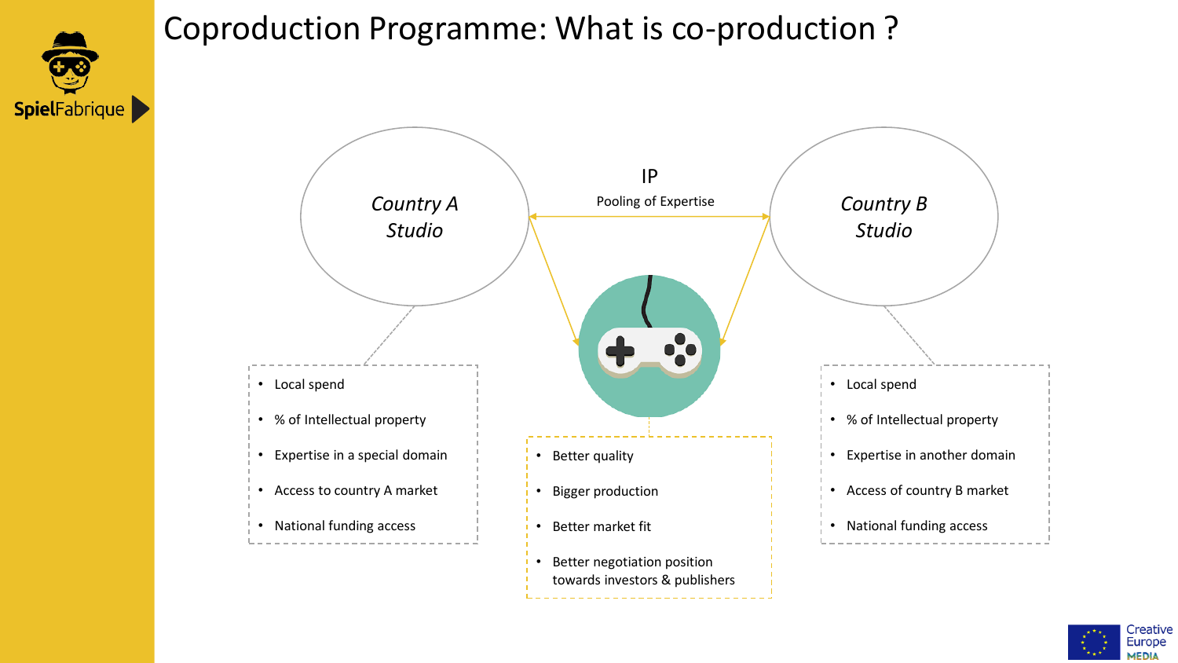# Coproduction Programme: What is co-production ?

*Country A Studio*

- Local spend
- % of Intellectual property
- Expertise in a special domain
- Access to country A market
- National funding access

IP

Pooling of Expertise

*Country B Studio*

- Local spend
- % of Intellectual property
- Expertise in another domain
- Access of country B market
- National funding access

- Better quality
- Bigger production
- Better market fit
- Better negotiation position towards investors & publishers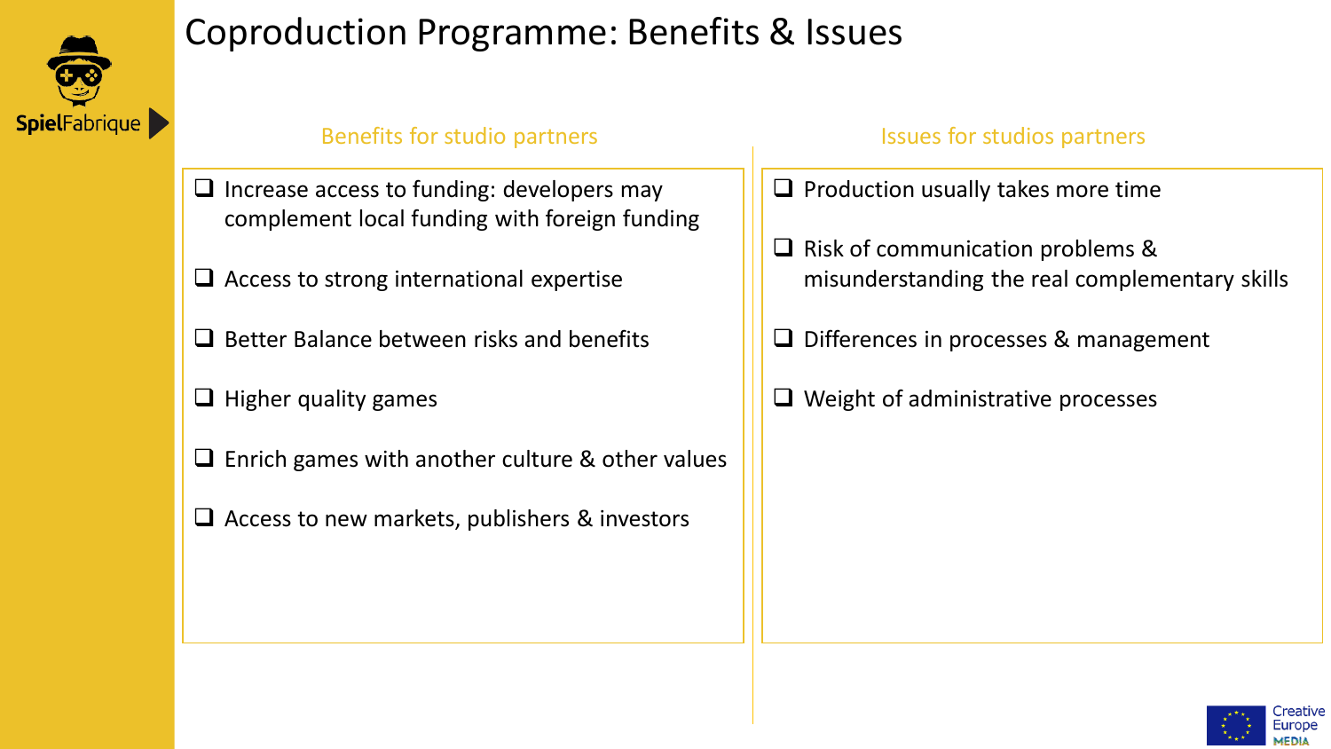# Coproduction Programme: Benefits & Issues

## Benefits for studio partners

- Increase access to funding: developers may complement local funding with foreign funding
- Access to strong international expertise
- Better Balance between risks and benefits
- Higher quality games
- Enrich games with another culture & other values
- Access to new markets, publishers & investors

## Issues for studios partners

- Production usually takes more time
- Risk of communication problems & misunderstanding the real complementary skills
- Differences in processes & management
- Weight of administrative processes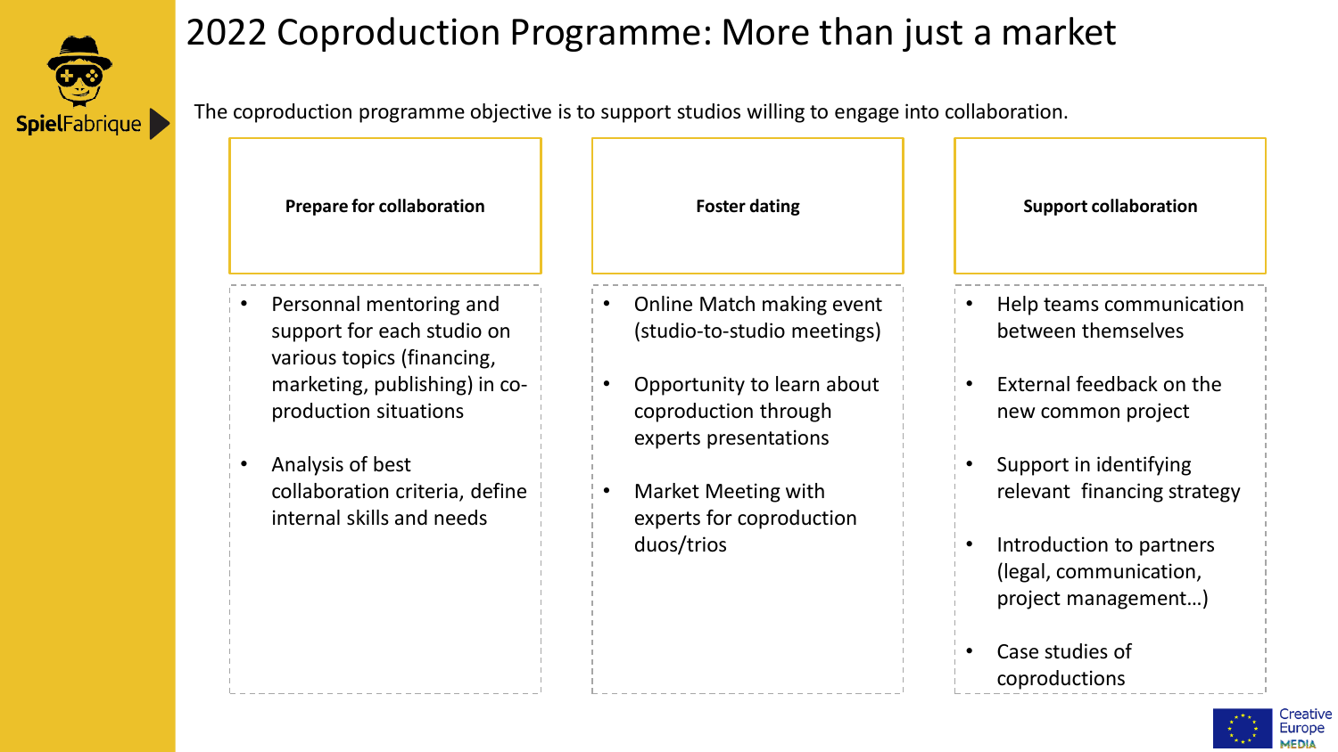# 2022 Coproduction Programme: More than just a market

The coproduction programme objective is to support studios willing to engage into collaboration.

### Prepare for collaboration

- Personnal mentoring and support for each studio on various topics (financing, marketing, publishing) in co-production situations
- Analysis of best collaboration criteria, define internal skills and needs

### Foster dating

- Online Match making event (studio-to-studio meetings)
- Opportunity to learn about coproduction through experts presentations
- Market Meeting with experts for coproduction duos/trios

### Support collaboration

- Help teams communication between themselves
- External feedback on the new common project
- Support in identifying relevant financing strategy
- Introduction to partners (legal, communication, project management…)
- Case studies of coproductions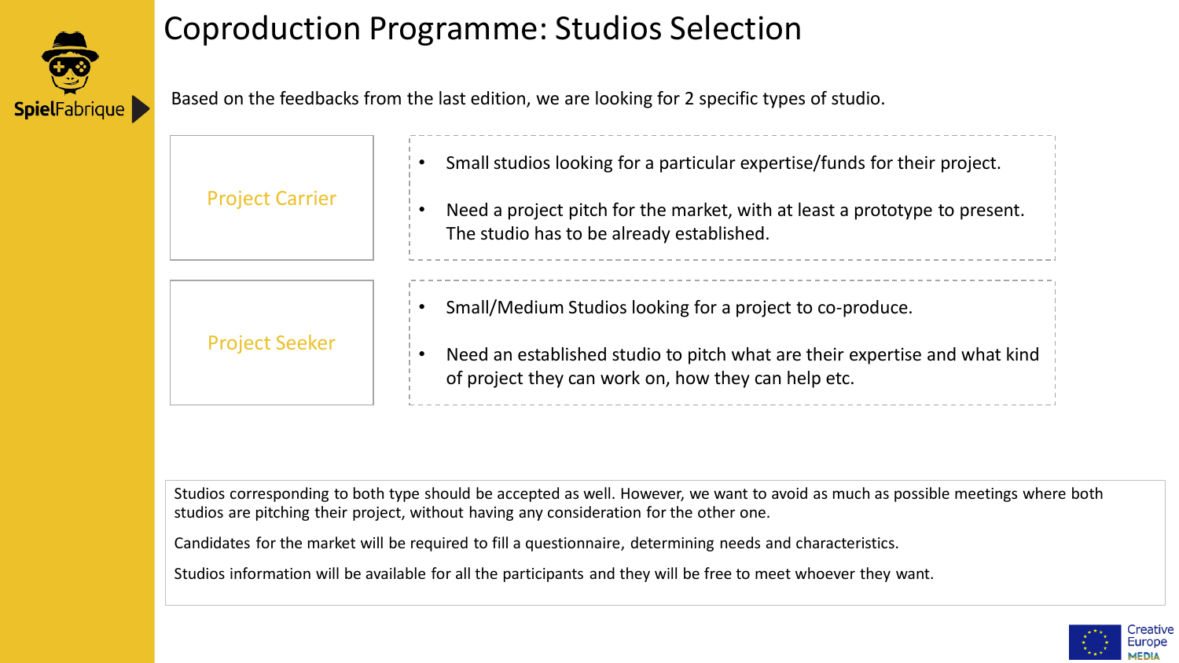# Coproduction Programme: Studios Selection

Based on the feedbacks from the last edition, we are looking for 2 specific types of studio.

| | |
|---|---|
| Project Carrier | • Small studios looking for a particular expertise/funds for their project.<br>• Need a project pitch for the market, with at least a prototype to present. The studio has to be already established. |
| Project Seeker | • Small/Medium Studios looking for a project to co-produce.<br>• Need an established studio to pitch what are their expertise and what kind of project they can work on, how they can help etc. |

Studios corresponding to both type should be accepted as well. However, we want to avoid as much as possible meetings where both studios are pitching their project, without having any consideration for the other one.

Candidates for the market will be required to fill a questionnaire, determining needs and characteristics.

Studios information will be available for all the participants and they will be free to meet whoever they want.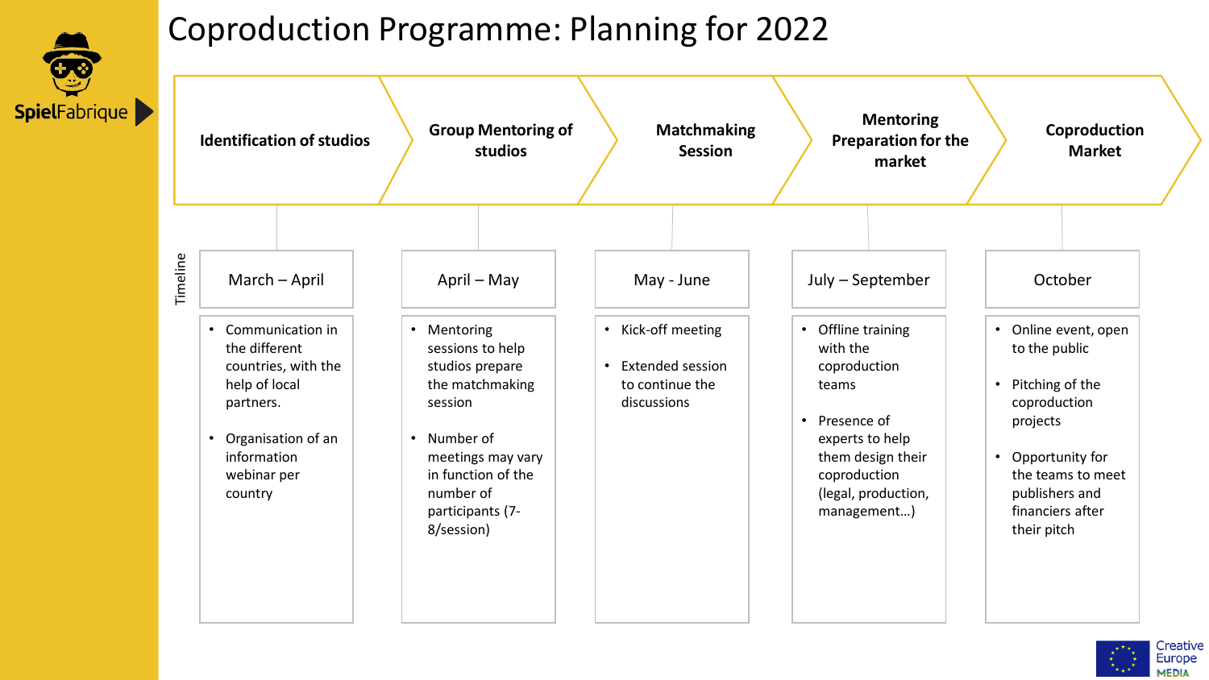# Coproduction Programme: Planning for 2022

| | Identification of studios | Group Mentoring of studios | Matchmaking Session | Mentoring Preparation for the market | Coproduction Market |
|---|---|---|---|---|---|
| Timeline | March – April | April – May | May - June | July – September | October |
| | • Communication in the different countries, with the help of local partners.<br>• Organisation of an information webinar per country | • Mentoring sessions to help studios prepare the matchmaking session<br>• Number of meetings may vary in function of the number of participants (7-8/session) | • Kick-off meeting<br>• Extended session to continue the discussions | • Offline training with the coproduction teams<br>• Presence of experts to help them design their coproduction (legal, production, management…) | • Online event, open to the public<br>• Pitching of the coproduction projects<br>• Opportunity for the teams to meet publishers and financiers after their pitch |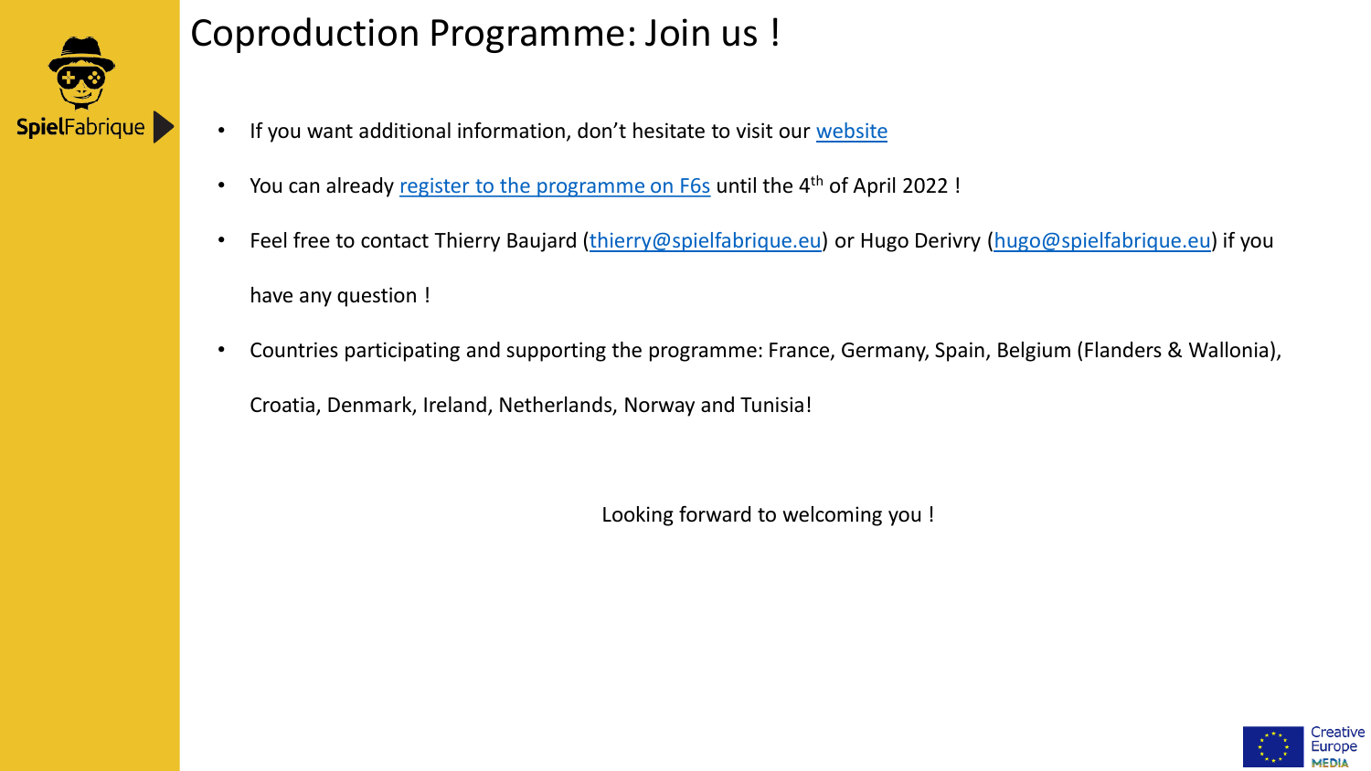# Coproduction Programme: Join us !

- If you want additional information, don't hesitate to visit our website
- You can already register to the programme on F6s until the 4th of April 2022 !
- Feel free to contact Thierry Baujard (thierry@spielfabrique.eu) or Hugo Derivry (hugo@spielfabrique.eu) if you have any question !
- Countries participating and supporting the programme: France, Germany, Spain, Belgium (Flanders & Wallonia), Croatia, Denmark, Ireland, Netherlands, Norway and Tunisia!

Looking forward to welcoming you !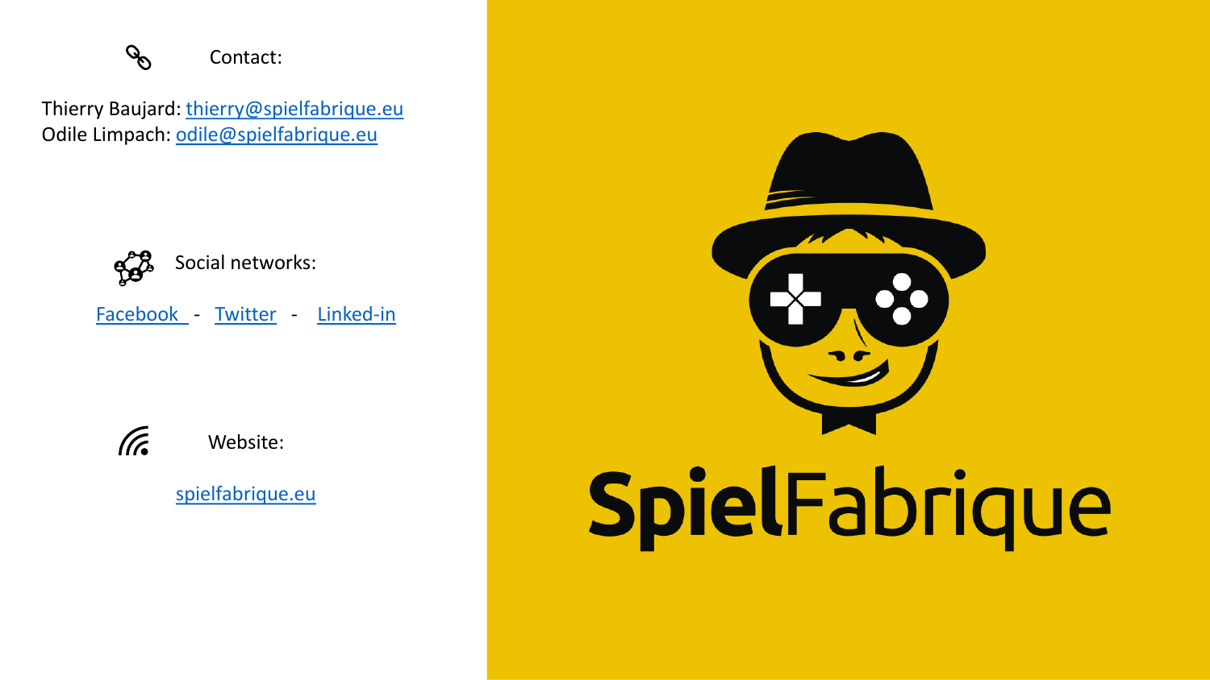Contact:

Thierry Baujard: thierry@spielfabrique.eu
Odile Limpach: odile@spielfabrique.eu

Social networks:

Facebook - Twitter - Linked-in

Website:

spielfabrique.eu

SpielFabrique